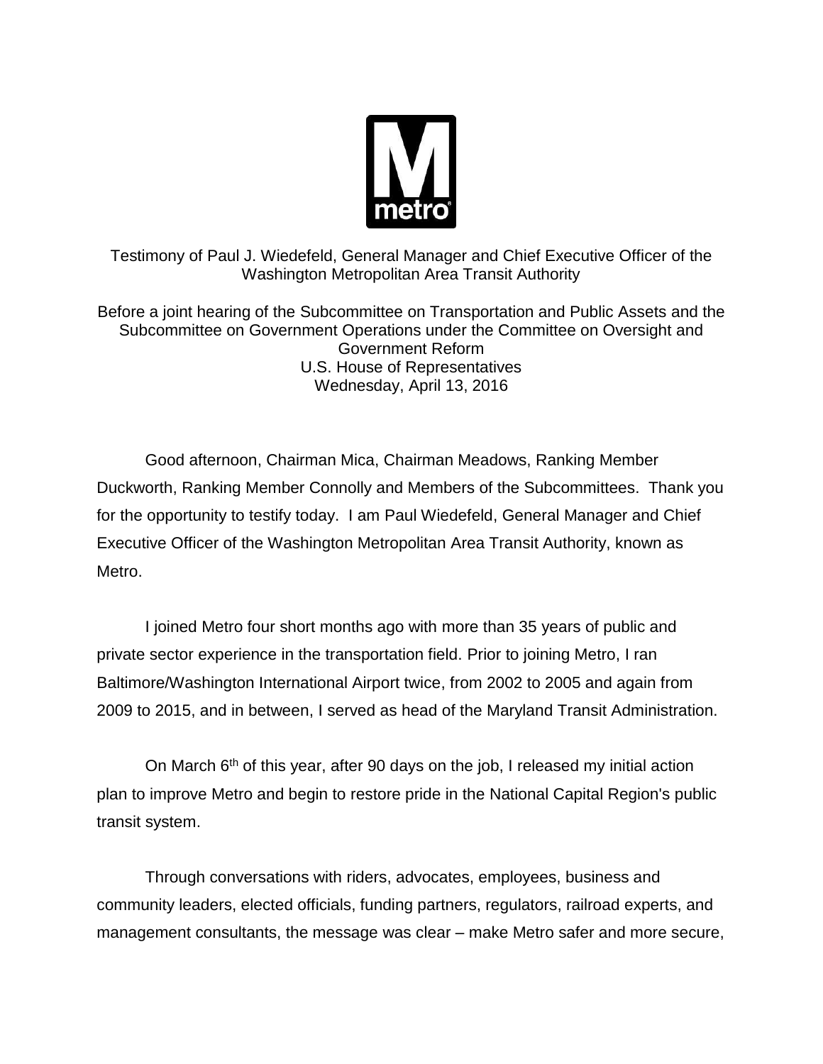Testimony of Paul J. Wiedefeld, General Manager and Chief Executive Officer of the Washington Metropolitan Area Transit Authority

Before a joint hearing of the Subcommittee on Transportation and Public Assets and the Subcommittee on Government Operations under the Committee on Oversight and Government Reform
U.S. House of Representatives
Wednesday, April 13, 2016

Good afternoon, Chairman Mica, Chairman Meadows, Ranking Member Duckworth, Ranking Member Connolly and Members of the Subcommittees. Thank you for the opportunity to testify today. I am Paul Wiedefeld, General Manager and Chief Executive Officer of the Washington Metropolitan Area Transit Authority, known as Metro.

I joined Metro four short months ago with more than 35 years of public and private sector experience in the transportation field. Prior to joining Metro, I ran Baltimore/Washington International Airport twice, from 2002 to 2005 and again from 2009 to 2015, and in between, I served as head of the Maryland Transit Administration.

On March 6th of this year, after 90 days on the job, I released my initial action plan to improve Metro and begin to restore pride in the National Capital Region's public transit system.

Through conversations with riders, advocates, employees, business and community leaders, elected officials, funding partners, regulators, railroad experts, and management consultants, the message was clear – make Metro safer and more secure,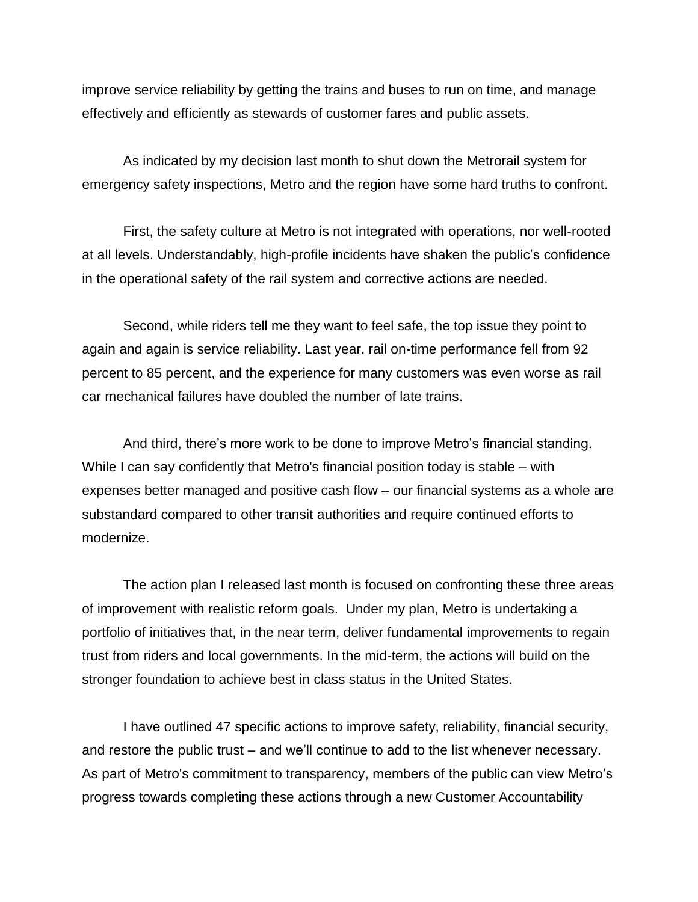improve service reliability by getting the trains and buses to run on time, and manage effectively and efficiently as stewards of customer fares and public assets.

As indicated by my decision last month to shut down the Metrorail system for emergency safety inspections, Metro and the region have some hard truths to confront.

First, the safety culture at Metro is not integrated with operations, nor well-rooted at all levels. Understandably, high-profile incidents have shaken the public's confidence in the operational safety of the rail system and corrective actions are needed.

Second, while riders tell me they want to feel safe, the top issue they point to again and again is service reliability. Last year, rail on-time performance fell from 92 percent to 85 percent, and the experience for many customers was even worse as rail car mechanical failures have doubled the number of late trains.

And third, there's more work to be done to improve Metro's financial standing. While I can say confidently that Metro's financial position today is stable – with expenses better managed and positive cash flow – our financial systems as a whole are substandard compared to other transit authorities and require continued efforts to modernize.

The action plan I released last month is focused on confronting these three areas of improvement with realistic reform goals. Under my plan, Metro is undertaking a portfolio of initiatives that, in the near term, deliver fundamental improvements to regain trust from riders and local governments. In the mid-term, the actions will build on the stronger foundation to achieve best in class status in the United States.

I have outlined 47 specific actions to improve safety, reliability, financial security, and restore the public trust – and we'll continue to add to the list whenever necessary. As part of Metro's commitment to transparency, members of the public can view Metro's progress towards completing these actions through a new Customer Accountability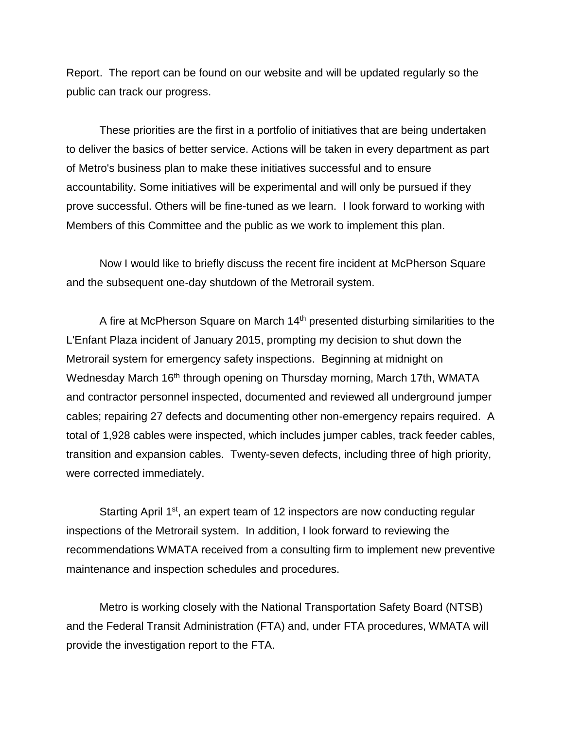Report. The report can be found on our website and will be updated regularly so the public can track our progress.

These priorities are the first in a portfolio of initiatives that are being undertaken to deliver the basics of better service. Actions will be taken in every department as part of Metro's business plan to make these initiatives successful and to ensure accountability. Some initiatives will be experimental and will only be pursued if they prove successful. Others will be fine-tuned as we learn. I look forward to working with Members of this Committee and the public as we work to implement this plan.

Now I would like to briefly discuss the recent fire incident at McPherson Square and the subsequent one-day shutdown of the Metrorail system.

A fire at McPherson Square on March 14th presented disturbing similarities to the L'Enfant Plaza incident of January 2015, prompting my decision to shut down the Metrorail system for emergency safety inspections. Beginning at midnight on Wednesday March 16th through opening on Thursday morning, March 17th, WMATA and contractor personnel inspected, documented and reviewed all underground jumper cables; repairing 27 defects and documenting other non-emergency repairs required. A total of 1,928 cables were inspected, which includes jumper cables, track feeder cables, transition and expansion cables. Twenty-seven defects, including three of high priority, were corrected immediately.

Starting April 1st, an expert team of 12 inspectors are now conducting regular inspections of the Metrorail system. In addition, I look forward to reviewing the recommendations WMATA received from a consulting firm to implement new preventive maintenance and inspection schedules and procedures.

Metro is working closely with the National Transportation Safety Board (NTSB) and the Federal Transit Administration (FTA) and, under FTA procedures, WMATA will provide the investigation report to the FTA.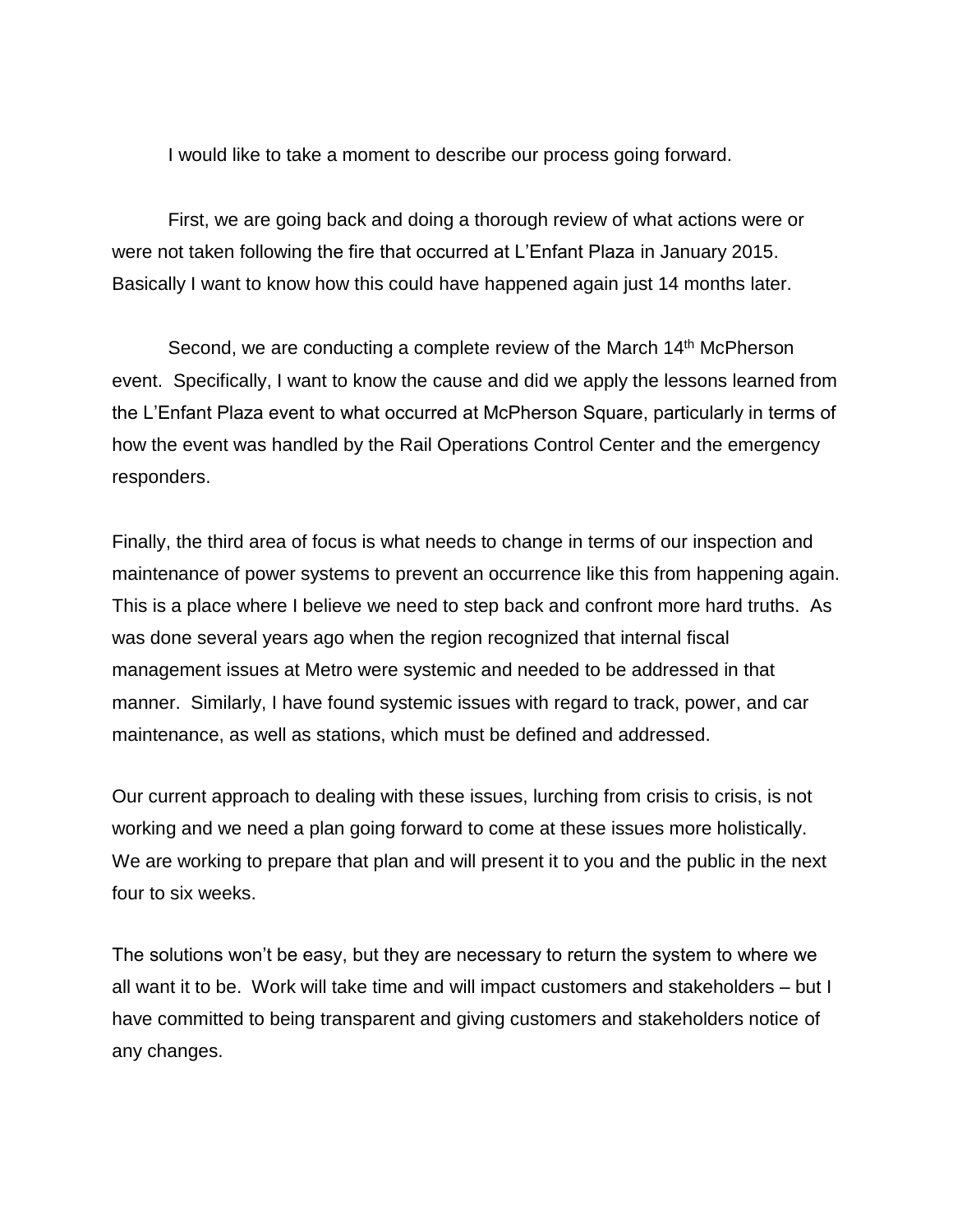I would like to take a moment to describe our process going forward.

First, we are going back and doing a thorough review of what actions were or were not taken following the fire that occurred at L'Enfant Plaza in January 2015. Basically I want to know how this could have happened again just 14 months later.

Second, we are conducting a complete review of the March 14th McPherson event. Specifically, I want to know the cause and did we apply the lessons learned from the L'Enfant Plaza event to what occurred at McPherson Square, particularly in terms of how the event was handled by the Rail Operations Control Center and the emergency responders.

Finally, the third area of focus is what needs to change in terms of our inspection and maintenance of power systems to prevent an occurrence like this from happening again. This is a place where I believe we need to step back and confront more hard truths. As was done several years ago when the region recognized that internal fiscal management issues at Metro were systemic and needed to be addressed in that manner. Similarly, I have found systemic issues with regard to track, power, and car maintenance, as well as stations, which must be defined and addressed.

Our current approach to dealing with these issues, lurching from crisis to crisis, is not working and we need a plan going forward to come at these issues more holistically. We are working to prepare that plan and will present it to you and the public in the next four to six weeks.

The solutions won't be easy, but they are necessary to return the system to where we all want it to be. Work will take time and will impact customers and stakeholders – but I have committed to being transparent and giving customers and stakeholders notice of any changes.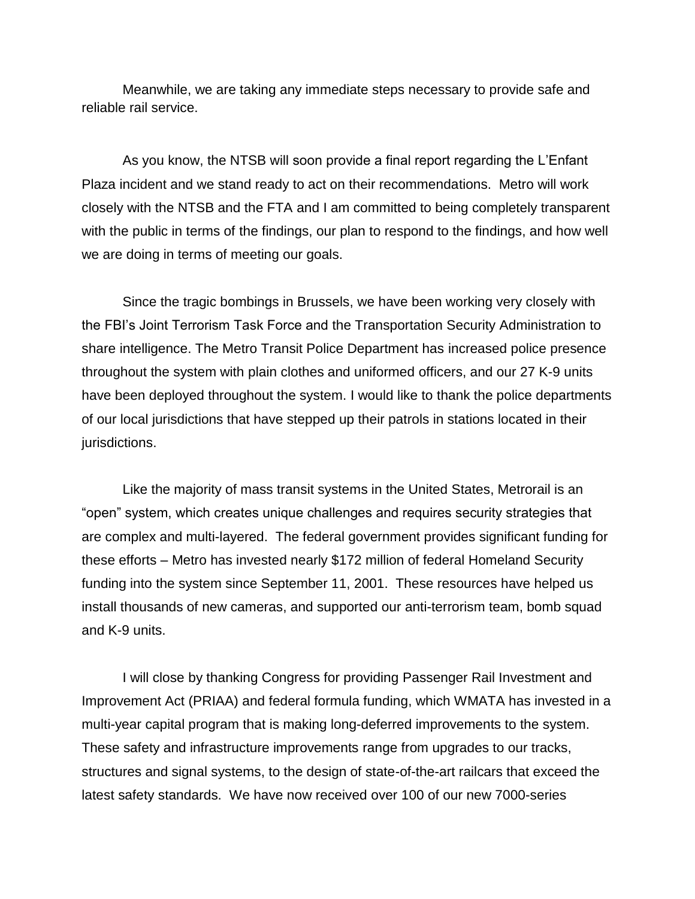Meanwhile, we are taking any immediate steps necessary to provide safe and reliable rail service.

As you know, the NTSB will soon provide a final report regarding the L'Enfant Plaza incident and we stand ready to act on their recommendations. Metro will work closely with the NTSB and the FTA and I am committed to being completely transparent with the public in terms of the findings, our plan to respond to the findings, and how well we are doing in terms of meeting our goals.

Since the tragic bombings in Brussels, we have been working very closely with the FBI's Joint Terrorism Task Force and the Transportation Security Administration to share intelligence. The Metro Transit Police Department has increased police presence throughout the system with plain clothes and uniformed officers, and our 27 K-9 units have been deployed throughout the system. I would like to thank the police departments of our local jurisdictions that have stepped up their patrols in stations located in their jurisdictions.

Like the majority of mass transit systems in the United States, Metrorail is an "open" system, which creates unique challenges and requires security strategies that are complex and multi-layered. The federal government provides significant funding for these efforts – Metro has invested nearly $172 million of federal Homeland Security funding into the system since September 11, 2001. These resources have helped us install thousands of new cameras, and supported our anti-terrorism team, bomb squad and K-9 units.

I will close by thanking Congress for providing Passenger Rail Investment and Improvement Act (PRIAA) and federal formula funding, which WMATA has invested in a multi-year capital program that is making long-deferred improvements to the system. These safety and infrastructure improvements range from upgrades to our tracks, structures and signal systems, to the design of state-of-the-art railcars that exceed the latest safety standards. We have now received over 100 of our new 7000-series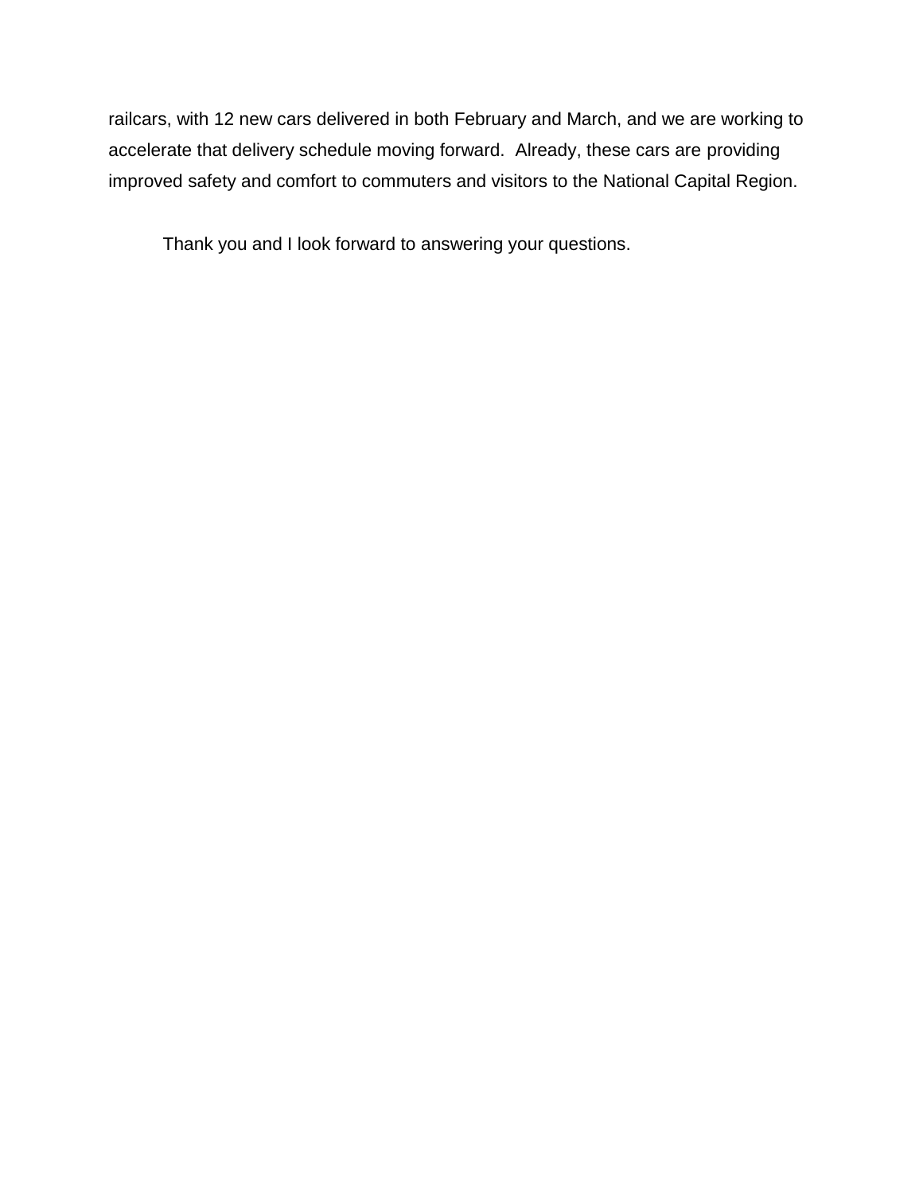railcars, with 12 new cars delivered in both February and March, and we are working to accelerate that delivery schedule moving forward. Already, these cars are providing improved safety and comfort to commuters and visitors to the National Capital Region.

Thank you and I look forward to answering your questions.